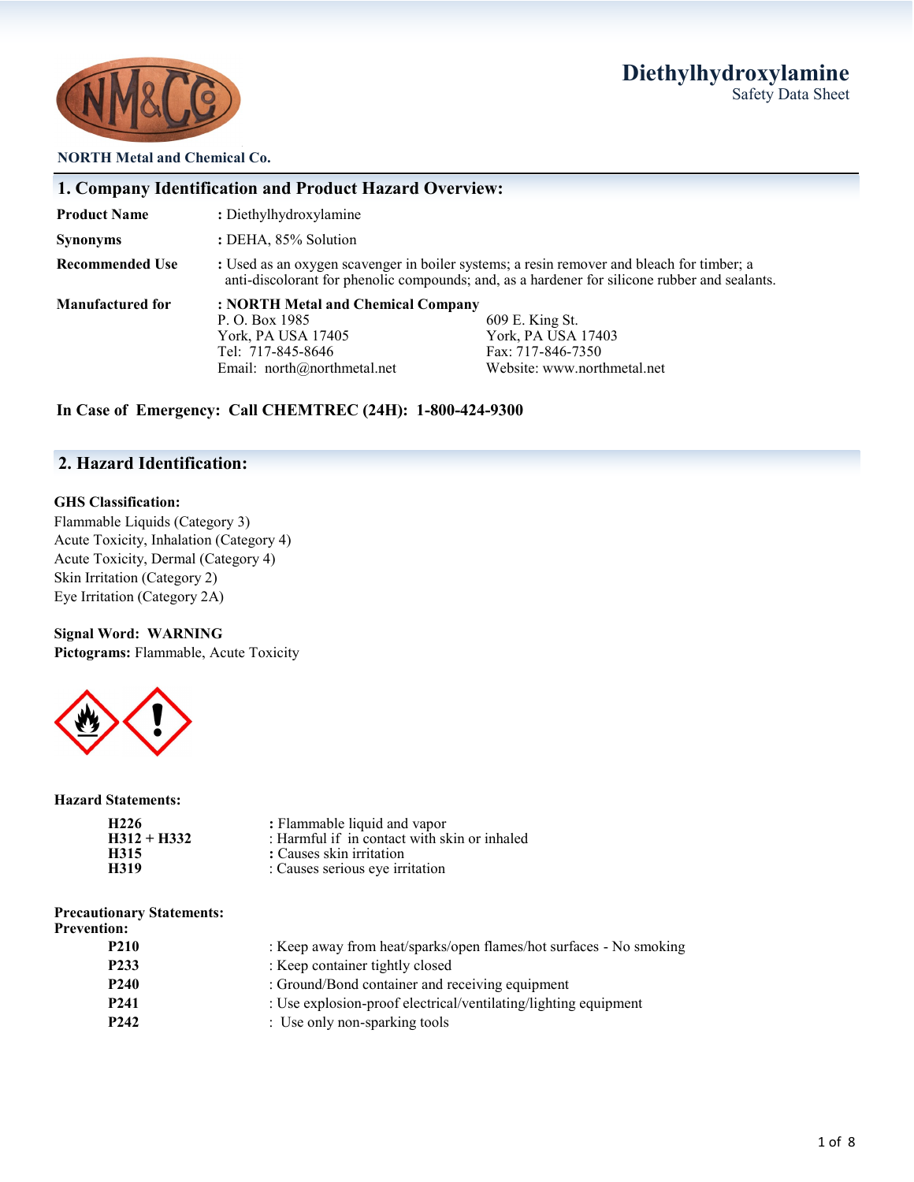# Diethylhydroxylamine

Safety Data Sheet

**NORTH Metal and Chemical Co.**

## 1. Company Identification and Product Hazard Overview:

| | |
|---|---|
| **Product Name** | : Diethylhydroxylamine |
| **Synonyms** | : DEHA, 85% Solution |
| **Recommended Use** | : Used as an oxygen scavenger in boiler systems; a resin remover and bleach for timber; a anti-discolorant for phenolic compounds; and, as a hardener for silicone rubber and sealants. |
| **Manufactured for** | : **NORTH Metal and Chemical Company**<br>P. O. Box 1985<br>York, PA USA 17405<br>Tel: 717-845-8646<br>Email: north@northmetal.net<br><br>609 E. King St.<br>York, PA USA 17403<br>Fax: 717-846-7350<br>Website: www.northmetal.net |

**In Case of Emergency: Call CHEMTREC (24H): 1-800-424-9300**

## 2. Hazard Identification:

**GHS Classification:**

Flammable Liquids (Category 3)
Acute Toxicity, Inhalation (Category 4)
Acute Toxicity, Dermal (Category 4)
Skin Irritation (Category 2)
Eye Irritation (Category 2A)

**Signal Word: WARNING**

**Pictograms:** Flammable, Acute Toxicity

**Hazard Statements:**

| | |
|---|---|
| **H226** | : Flammable liquid and vapor |
| **H312 + H332** | : Harmful if in contact with skin or inhaled |
| **H315** | : Causes skin irritation |
| **H319** | : Causes serious eye irritation |

**Precautionary Statements:**

**Prevention:**

| | |
|---|---|
| **P210** | : Keep away from heat/sparks/open flames/hot surfaces - No smoking |
| **P233** | : Keep container tightly closed |
| **P240** | : Ground/Bond container and receiving equipment |
| **P241** | : Use explosion-proof electrical/ventilating/lighting equipment |
| **P242** | : Use only non-sparking tools |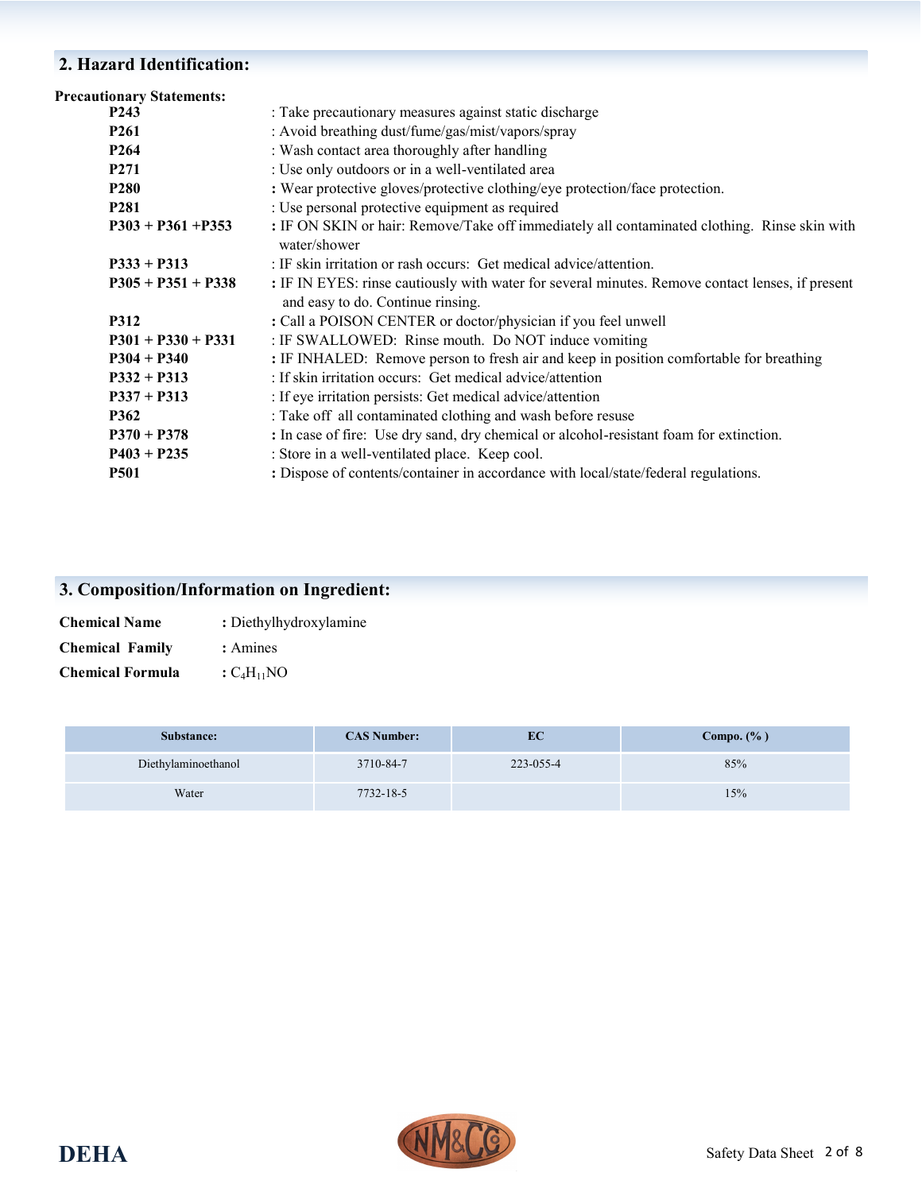## 2. Hazard Identification:

**Precautionary Statements:**

| | |
|---|---|
| **P243** | : Take precautionary measures against static discharge |
| **P261** | : Avoid breathing dust/fume/gas/mist/vapors/spray |
| **P264** | : Wash contact area thoroughly after handling |
| **P271** | : Use only outdoors or in a well-ventilated area |
| **P280** | **:** Wear protective gloves/protective clothing/eye protection/face protection. |
| **P281** | : Use personal protective equipment as required |
| **P303 + P361 +P353** | **:** IF ON SKIN or hair: Remove/Take off immediately all contaminated clothing. Rinse skin with water/shower |
| **P333 + P313** | : IF skin irritation or rash occurs: Get medical advice/attention. |
| **P305 + P351 + P338** | **:** IF IN EYES: rinse cautiously with water for several minutes. Remove contact lenses, if present and easy to do. Continue rinsing. |
| **P312** | **:** Call a POISON CENTER or doctor/physician if you feel unwell |
| **P301 + P330 + P331** | : IF SWALLOWED: Rinse mouth. Do NOT induce vomiting |
| **P304 + P340** | **:** IF INHALED: Remove person to fresh air and keep in position comfortable for breathing |
| **P332 + P313** | : If skin irritation occurs: Get medical advice/attention |
| **P337 + P313** | : If eye irritation persists: Get medical advice/attention |
| **P362** | : Take off all contaminated clothing and wash before resuse |
| **P370 + P378** | **:** In case of fire: Use dry sand, dry chemical or alcohol-resistant foam for extinction. |
| **P403 + P235** | : Store in a well-ventilated place. Keep cool. |
| **P501** | **:** Dispose of contents/container in accordance with local/state/federal regulations. |

## 3. Composition/Information on Ingredient:

**Chemical Name** : Diethylhydroxylamine

**Chemical Family** : Amines

**Chemical Formula** : $C_4H_{11}NO$

| Substance: | CAS Number: | EC | Compo. (% ) |
|---|---|---|---|
| Diethylaminoethanol | 3710-84-7 | 223-055-4 | 85% |
| Water | 7732-18-5 | | 15% |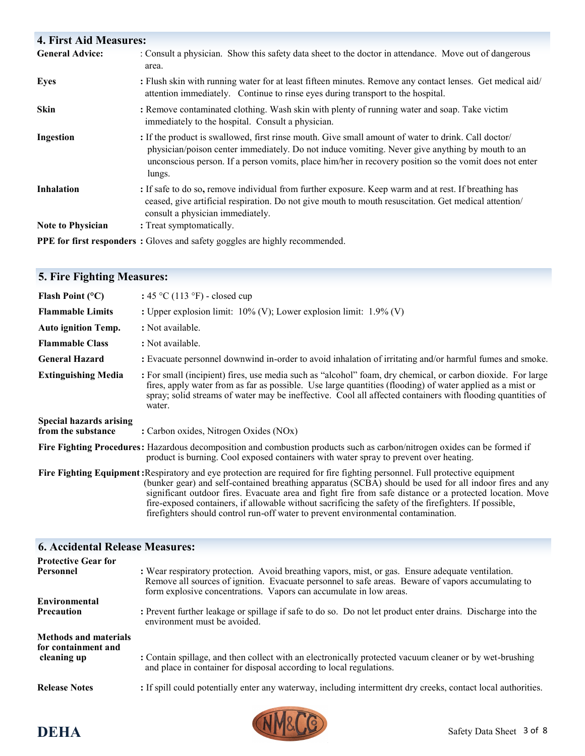## 4. First Aid Measures:

**General Advice:** : Consult a physician. Show this safety data sheet to the doctor in attendance. Move out of dangerous area.

**Eyes** : Flush skin with running water for at least fifteen minutes. Remove any contact lenses. Get medical aid/ attention immediately. Continue to rinse eyes during transport to the hospital.

**Skin** : Remove contaminated clothing. Wash skin with plenty of running water and soap. Take victim immediately to the hospital. Consult a physician.

**Ingestion** : If the product is swallowed, first rinse mouth. Give small amount of water to drink. Call doctor/ physician/poison center immediately. Do not induce vomiting. Never give anything by mouth to an unconscious person. If a person vomits, place him/her in recovery position so the vomit does not enter lungs.

**Inhalation** : If safe to do so, remove individual from further exposure. Keep warm and at rest. If breathing has ceased, give artificial respiration. Do not give mouth to mouth resuscitation. Get medical attention/ consult a physician immediately.

**Note to Physician** : Treat symptomatically.

**PPE for first responders** : Gloves and safety goggles are highly recommended.

## 5. Fire Fighting Measures:

**Flash Point (°C)** : 45 °C (113 °F) - closed cup

**Flammable Limits** : Upper explosion limit: 10% (V); Lower explosion limit: 1.9% (V)

**Auto ignition Temp.** : Not available.

**Flammable Class** : Not available.

**General Hazard** : Evacuate personnel downwind in-order to avoid inhalation of irritating and/or harmful fumes and smoke.

**Extinguishing Media** : For small (incipient) fires, use media such as "alcohol" foam, dry chemical, or carbon dioxide. For large fires, apply water from as far as possible. Use large quantities (flooding) of water applied as a mist or spray; solid streams of water may be ineffective. Cool all affected containers with flooding quantities of water.

**Special hazards arising from the substance** : Carbon oxides, Nitrogen Oxides (NOx)

**Fire Fighting Procedures:** Hazardous decomposition and combustion products such as carbon/nitrogen oxides can be formed if product is burning. Cool exposed containers with water spray to prevent over heating.

**Fire Fighting Equipment :** Respiratory and eye protection are required for fire fighting personnel. Full protective equipment (bunker gear) and self-contained breathing apparatus (SCBA) should be used for all indoor fires and any significant outdoor fires. Evacuate area and fight fire from safe distance or a protected location. Move fire-exposed containers, if allowable without sacrificing the safety of the firefighters. If possible, firefighters should control run-off water to prevent environmental contamination.

## 6. Accidental Release Measures:

**Protective Gear for Personnel** : Wear respiratory protection. Avoid breathing vapors, mist, or gas. Ensure adequate ventilation. Remove all sources of ignition. Evacuate personnel to safe areas. Beware of vapors accumulating to form explosive concentrations. Vapors can accumulate in low areas.

**Environmental Precaution** : Prevent further leakage or spillage if safe to do so. Do not let product enter drains. Discharge into the environment must be avoided.

**Methods and materials for containment and cleaning up** : Contain spillage, and then collect with an electronically protected vacuum cleaner or by wet-brushing and place in container for disposal according to local regulations.

**Release Notes** : If spill could potentially enter any waterway, including intermittent dry creeks, contact local authorities.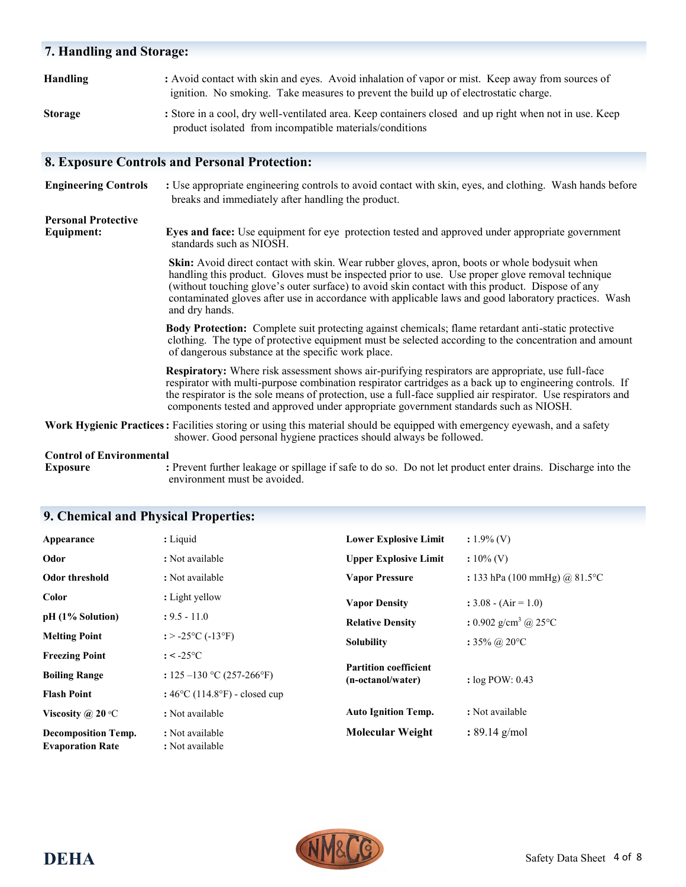## 7. Handling and Storage:

**Handling** : Avoid contact with skin and eyes. Avoid inhalation of vapor or mist. Keep away from sources of ignition. No smoking. Take measures to prevent the build up of electrostatic charge.

**Storage** : Store in a cool, dry well-ventilated area. Keep containers closed and up right when not in use. Keep product isolated from incompatible materials/conditions

## 8. Exposure Controls and Personal Protection:

**Engineering Controls** : Use appropriate engineering controls to avoid contact with skin, eyes, and clothing. Wash hands before breaks and immediately after handling the product.

**Personal Protective Equipment:**

**Eyes and face:** Use equipment for eye protection tested and approved under appropriate government standards such as NIOSH.

**Skin:** Avoid direct contact with skin. Wear rubber gloves, apron, boots or whole bodysuit when handling this product. Gloves must be inspected prior to use. Use proper glove removal technique (without touching glove's outer surface) to avoid skin contact with this product. Dispose of any contaminated gloves after use in accordance with applicable laws and good laboratory practices. Wash and dry hands.

**Body Protection:** Complete suit protecting against chemicals; flame retardant anti-static protective clothing. The type of protective equipment must be selected according to the concentration and amount of dangerous substance at the specific work place.

**Respiratory:** Where risk assessment shows air-purifying respirators are appropriate, use full-face respirator with multi-purpose combination respirator cartridges as a back up to engineering controls. If the respirator is the sole means of protection, use a full-face supplied air respirator. Use respirators and components tested and approved under appropriate government standards such as NIOSH.

**Work Hygienic Practices** : Facilities storing or using this material should be equipped with emergency eyewash, and a safety shower. Good personal hygiene practices should always be followed.

**Control of Environmental Exposure** : Prevent further leakage or spillage if safe to do so. Do not let product enter drains. Discharge into the environment must be avoided.

## 9. Chemical and Physical Properties:

| Property | Value |
|---|---|
| **Appearance** | : Liquid |
| **Odor** | : Not available |
| **Odor threshold** | : Not available |
| **Color** | : Light yellow |
| **pH (1% Solution)** | : 9.5 - 11.0 |
| **Melting Point** | : > -25°C (-13°F) |
| **Freezing Point** | : < -25°C |
| **Boiling Range** | : 125 –130 °C (257-266°F) |
| **Flash Point** | : 46°C (114.8°F) - closed cup |
| **Viscosity @ 20 °C** | : Not available |
| **Decomposition Temp.** | : Not available |
| **Evaporation Rate** | : Not available |
| **Lower Explosive Limit** | : 1.9% (V) |
| **Upper Explosive Limit** | : 10% (V) |
| **Vapor Pressure** | : 133 hPa (100 mmHg) @ 81.5°C |
| **Vapor Density** | : 3.08 - (Air = 1.0) |
| **Relative Density** | : 0.902 g/cm$^3$ @ 25°C |
| **Solubility** | : 35% @ 20°C |
| **Partition coefficient (n-octanol/water)** | : log POW: 0.43 |
| **Auto Ignition Temp.** | : Not available |
| **Molecular Weight** | : 89.14 g/mol |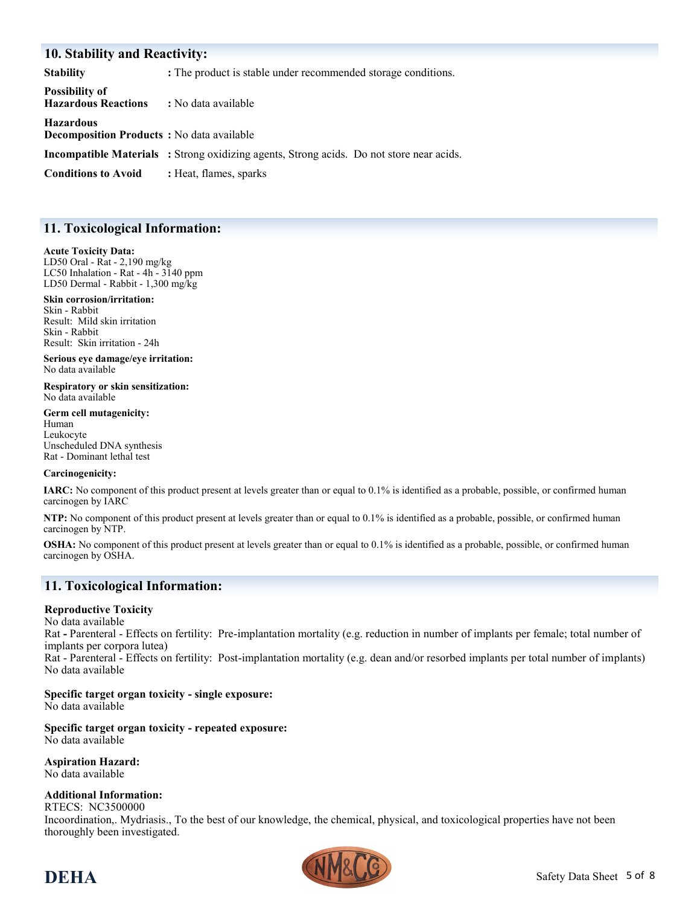## 10. Stability and Reactivity:

**Stability** : The product is stable under recommended storage conditions.

**Possibility of Hazardous Reactions** : No data available

**Hazardous Decomposition Products** : No data available

**Incompatible Materials** : Strong oxidizing agents, Strong acids. Do not store near acids.

**Conditions to Avoid** : Heat, flames, sparks

## 11. Toxicological Information:

**Acute Toxicity Data:**
LD50 Oral - Rat - 2,190 mg/kg
LC50 Inhalation - Rat - 4h - 3140 ppm
LD50 Dermal - Rabbit - 1,300 mg/kg

**Skin corrosion/irritation:**
Skin - Rabbit
Result: Mild skin irritation
Skin - Rabbit
Result: Skin irritation - 24h

**Serious eye damage/eye irritation:**
No data available

**Respiratory or skin sensitization:**
No data available

**Germ cell mutagenicity:**
Human
Leukocyte
Unscheduled DNA synthesis
Rat - Dominant lethal test

**Carcinogenicity:**

**IARC:** No component of this product present at levels greater than or equal to 0.1% is identified as a probable, possible, or confirmed human carcinogen by IARC

**NTP:** No component of this product present at levels greater than or equal to 0.1% is identified as a probable, possible, or confirmed human carcinogen by NTP.

**OSHA:** No component of this product present at levels greater than or equal to 0.1% is identified as a probable, possible, or confirmed human carcinogen by OSHA.

## 11. Toxicological Information:

**Reproductive Toxicity**
No data available
Rat **-** Parenteral - Effects on fertility: Pre-implantation mortality (e.g. reduction in number of implants per female; total number of implants per corpora lutea)
Rat - Parenteral - Effects on fertility: Post-implantation mortality (e.g. dean and/or resorbed implants per total number of implants)
No data available

**Specific target organ toxicity - single exposure:**
No data available

**Specific target organ toxicity - repeated exposure:**
No data available

**Aspiration Hazard:**
No data available

**Additional Information:**
RTECS: NC3500000
Incoordination,. Mydriasis., To the best of our knowledge, the chemical, physical, and toxicological properties have not been thoroughly been investigated.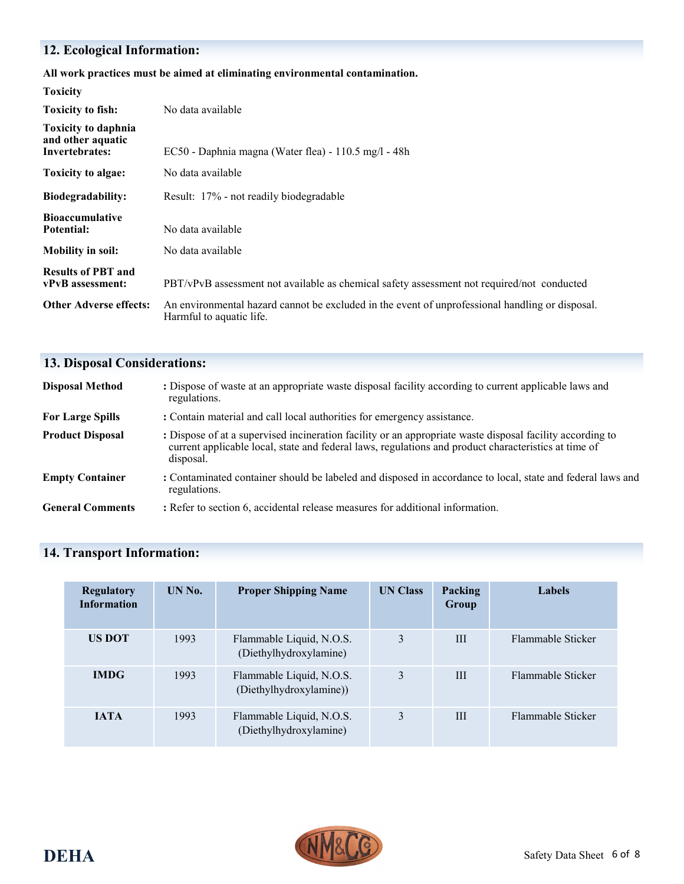## 12. Ecological Information:

**All work practices must be aimed at eliminating environmental contamination.**

**Toxicity**

| | |
|---|---|
| **Toxicity to fish:** | No data available |
| **Toxicity to daphnia and other aquatic Invertebrates:** | EC50 - Daphnia magna (Water flea) - 110.5 mg/l - 48h |
| **Toxicity to algae:** | No data available |
| **Biodegradability:** | Result: 17% - not readily biodegradable |
| **Bioaccumulative Potential:** | No data available |
| **Mobility in soil:** | No data available |
| **Results of PBT and vPvB assessment:** | PBT/vPvB assessment not available as chemical safety assessment not required/not conducted |
| **Other Adverse effects:** | An environmental hazard cannot be excluded in the event of unprofessional handling or disposal. Harmful to aquatic life. |

## 13. Disposal Considerations:

| | |
|---|---|
| **Disposal Method** | : Dispose of waste at an appropriate waste disposal facility according to current applicable laws and regulations. |
| **For Large Spills** | : Contain material and call local authorities for emergency assistance. |
| **Product Disposal** | : Dispose of at a supervised incineration facility or an appropriate waste disposal facility according to current applicable local, state and federal laws, regulations and product characteristics at time of disposal. |
| **Empty Container** | : Contaminated container should be labeled and disposed in accordance to local, state and federal laws and regulations. |
| **General Comments** | : Refer to section 6, accidental release measures for additional information. |

## 14. Transport Information:

| Regulatory Information | UN No. | Proper Shipping Name | UN Class | Packing Group | Labels |
|---|---|---|---|---|---|
| **US DOT** | 1993 | Flammable Liquid, N.O.S. (Diethylhydroxylamine) | 3 | III | Flammable Sticker |
| **IMDG** | 1993 | Flammable Liquid, N.O.S. (Diethylhydroxylamine)) | 3 | III | Flammable Sticker |
| **IATA** | 1993 | Flammable Liquid, N.O.S. (Diethylhydroxylamine) | 3 | III | Flammable Sticker |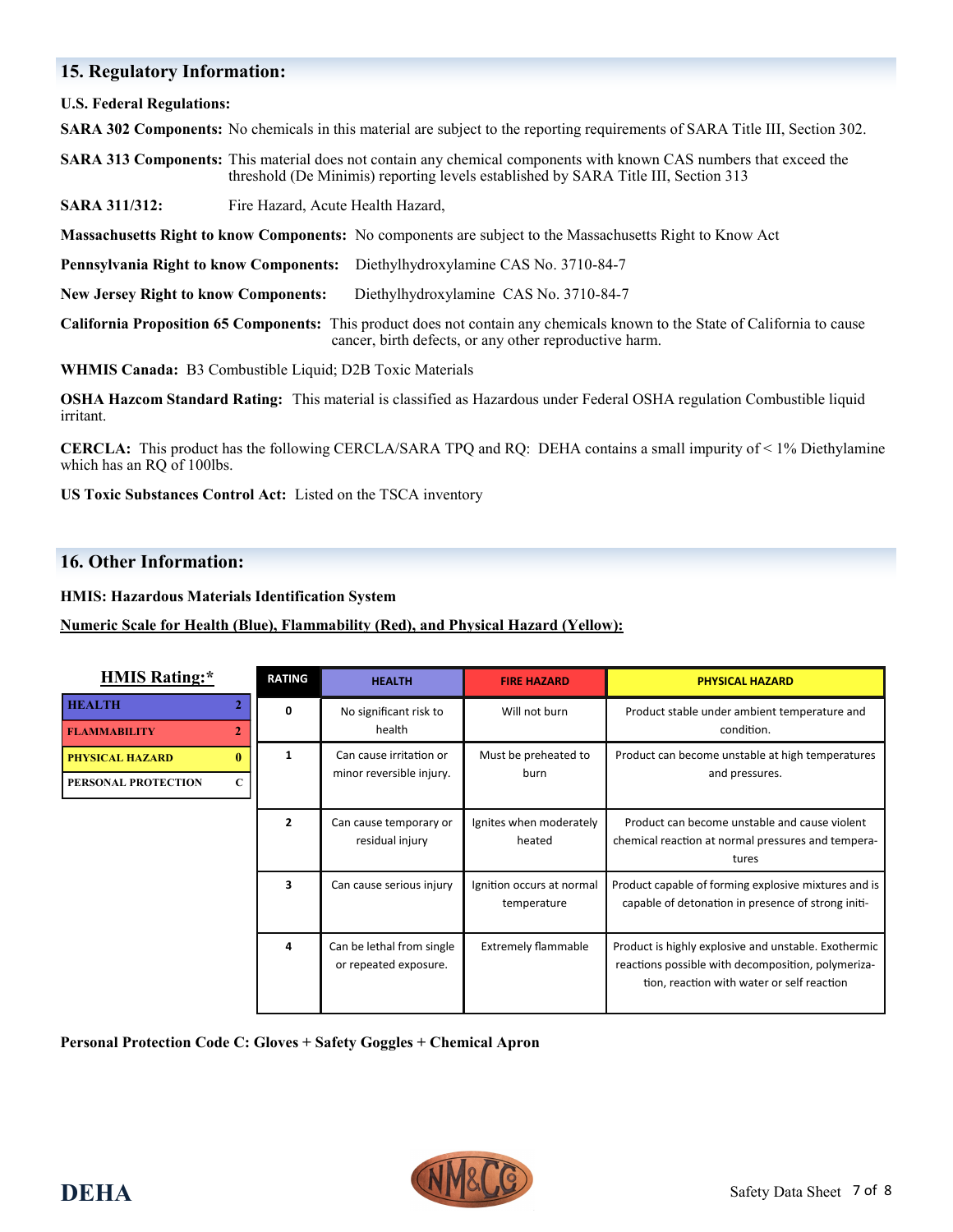## 15. Regulatory Information:

**U.S. Federal Regulations:**

**SARA 302 Components:** No chemicals in this material are subject to the reporting requirements of SARA Title III, Section 302.

**SARA 313 Components:** This material does not contain any chemical components with known CAS numbers that exceed the threshold (De Minimis) reporting levels established by SARA Title III, Section 313

**SARA 311/312:** Fire Hazard, Acute Health Hazard,

**Massachusetts Right to know Components:** No components are subject to the Massachusetts Right to Know Act

**Pennsylvania Right to know Components:** Diethylhydroxylamine CAS No. 3710-84-7

**New Jersey Right to know Components:** Diethylhydroxylamine CAS No. 3710-84-7

**California Proposition 65 Components:** This product does not contain any chemicals known to the State of California to cause cancer, birth defects, or any other reproductive harm.

**WHMIS Canada:** B3 Combustible Liquid; D2B Toxic Materials

**OSHA Hazcom Standard Rating:** This material is classified as Hazardous under Federal OSHA regulation Combustible liquid irritant.

**CERCLA:** This product has the following CERCLA/SARA TPQ and RQ: DEHA contains a small impurity of < 1% Diethylamine which has an RQ of 100lbs.

**US Toxic Substances Control Act:** Listed on the TSCA inventory

## 16. Other Information:

**HMIS: Hazardous Materials Identification System**

**Numeric Scale for Health (Blue), Flammability (Red), and Physical Hazard (Yellow):**

**HMIS Rating:***

| | |
|---|---|
| HEALTH | 2 |
| FLAMMABILITY | 2 |
| PHYSICAL HAZARD | 0 |
| PERSONAL PROTECTION | C |

| RATING | HEALTH | FIRE HAZARD | PHYSICAL HAZARD |
|---|---|---|---|
| 0 | No significant risk to health | Will not burn | Product stable under ambient temperature and condition. |
| 1 | Can cause irritation or minor reversible injury. | Must be preheated to burn | Product can become unstable at high temperatures and pressures. |
| 2 | Can cause temporary or residual injury | Ignites when moderately heated | Product can become unstable and cause violent chemical reaction at normal pressures and temperatures |
| 3 | Can cause serious injury | Ignition occurs at normal temperature | Product capable of forming explosive mixtures and is capable of detonation in presence of strong initi- |
| 4 | Can be lethal from single or repeated exposure. | Extremely flammable | Product is highly explosive and unstable. Exothermic reactions possible with decomposition, polymerization, reaction with water or self reaction |

**Personal Protection Code C: Gloves + Safety Goggles + Chemical Apron**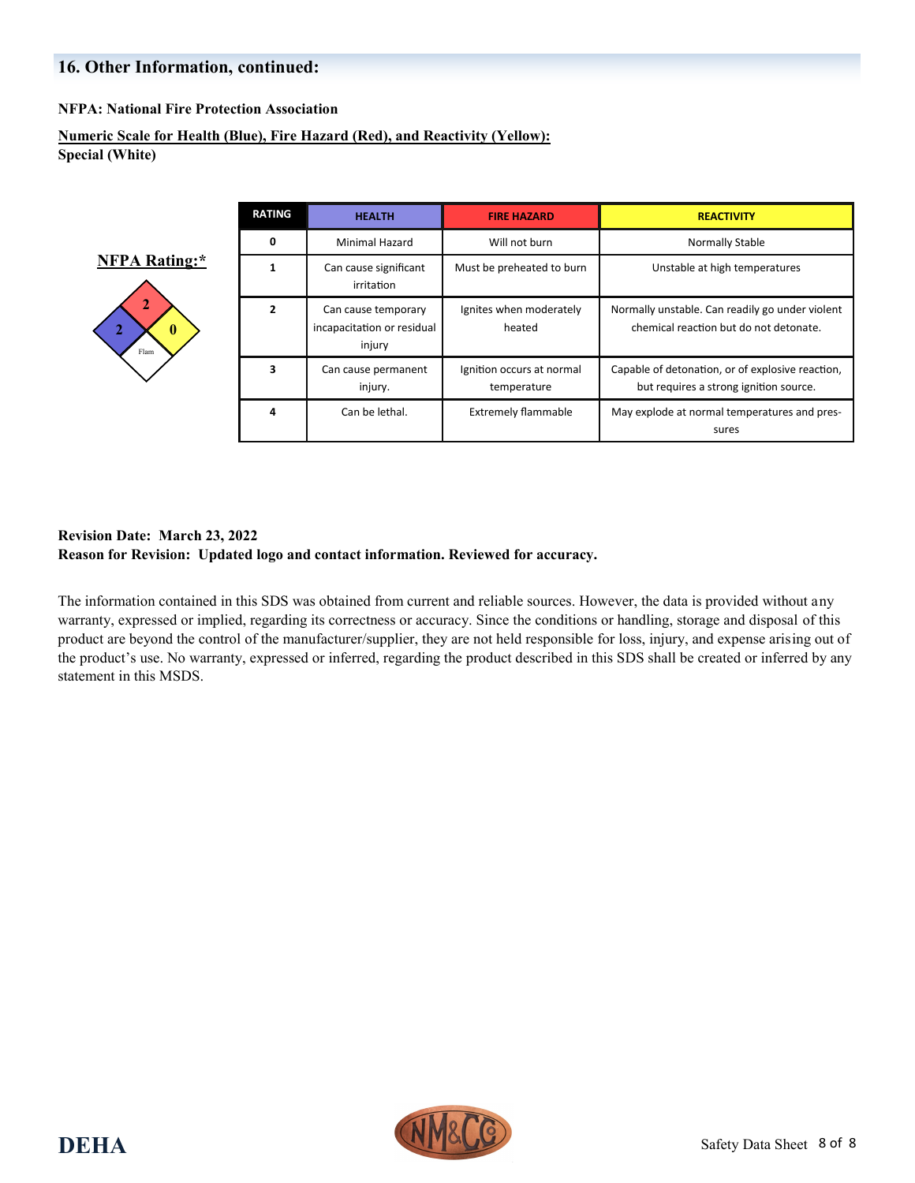## 16. Other Information, continued:

**NFPA: National Fire Protection Association**

**Numeric Scale for Health (Blue), Fire Hazard (Red), and Reactivity (Yellow):**
**Special (White)**

**NFPA Rating:***

2
2 0
Flam

| RATING | HEALTH | FIRE HAZARD | REACTIVITY |
|---|---|---|---|
| 0 | Minimal Hazard | Will not burn | Normally Stable |
| 1 | Can cause significant irritation | Must be preheated to burn | Unstable at high temperatures |
| 2 | Can cause temporary incapacitation or residual injury | Ignites when moderately heated | Normally unstable. Can readily go under violent chemical reaction but do not detonate. |
| 3 | Can cause permanent injury. | Ignition occurs at normal temperature | Capable of detonation, or of explosive reaction, but requires a strong ignition source. |
| 4 | Can be lethal. | Extremely flammable | May explode at normal temperatures and pressures |

**Revision Date: March 23, 2022**
**Reason for Revision: Updated logo and contact information. Reviewed for accuracy.**

The information contained in this SDS was obtained from current and reliable sources. However, the data is provided without any warranty, expressed or implied, regarding its correctness or accuracy. Since the conditions or handling, storage and disposal of this product are beyond the control of the manufacturer/supplier, they are not held responsible for loss, injury, and expense arising out of the product's use. No warranty, expressed or inferred, regarding the product described in this SDS shall be created or inferred by any statement in this MSDS.